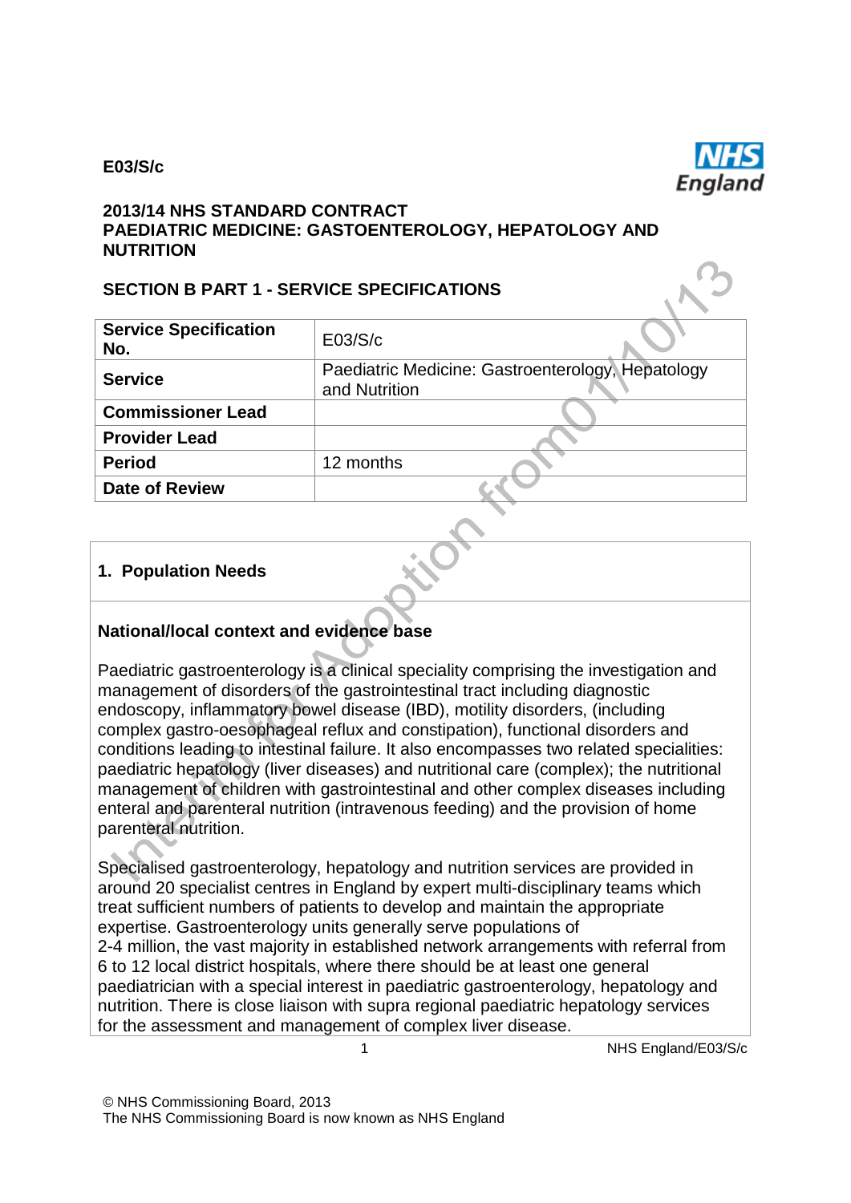**E03/S/c**

**2013/14 NHS STANDARD CONTRACT**
**PAEDIATRIC MEDICINE: GASTOENTEROLOGY, HEPATOLOGY AND NUTRITION**

## SECTION B PART 1 - SERVICE SPECIFICATIONS

| | |
|---|---|
| **Service Specification No.** | E03/S/c |
| **Service** | Paediatric Medicine: Gastroenterology, Hepatology and Nutrition |
| **Commissioner Lead** | |
| **Provider Lead** | |
| **Period** | 12 months |
| **Date of Review** | |

## 1. Population Needs

### National/local context and evidence base

Paediatric gastroenterology is a clinical speciality comprising the investigation and management of disorders of the gastrointestinal tract including diagnostic endoscopy, inflammatory bowel disease (IBD), motility disorders, (including complex gastro-oesophageal reflux and constipation), functional disorders and conditions leading to intestinal failure. It also encompasses two related specialities: paediatric hepatology (liver diseases) and nutritional care (complex); the nutritional management of children with gastrointestinal and other complex diseases including enteral and parenteral nutrition (intravenous feeding) and the provision of home parenteral nutrition.

Specialised gastroenterology, hepatology and nutrition services are provided in around 20 specialist centres in England by expert multi-disciplinary teams which treat sufficient numbers of patients to develop and maintain the appropriate expertise. Gastroenterology units generally serve populations of 2-4 million, the vast majority in established network arrangements with referral from 6 to 12 local district hospitals, where there should be at least one general paediatrician with a special interest in paediatric gastroenterology, hepatology and nutrition. There is close liaison with supra regional paediatric hepatology services for the assessment and management of complex liver disease.

© NHS Commissioning Board, 2013
The NHS Commissioning Board is now known as NHS England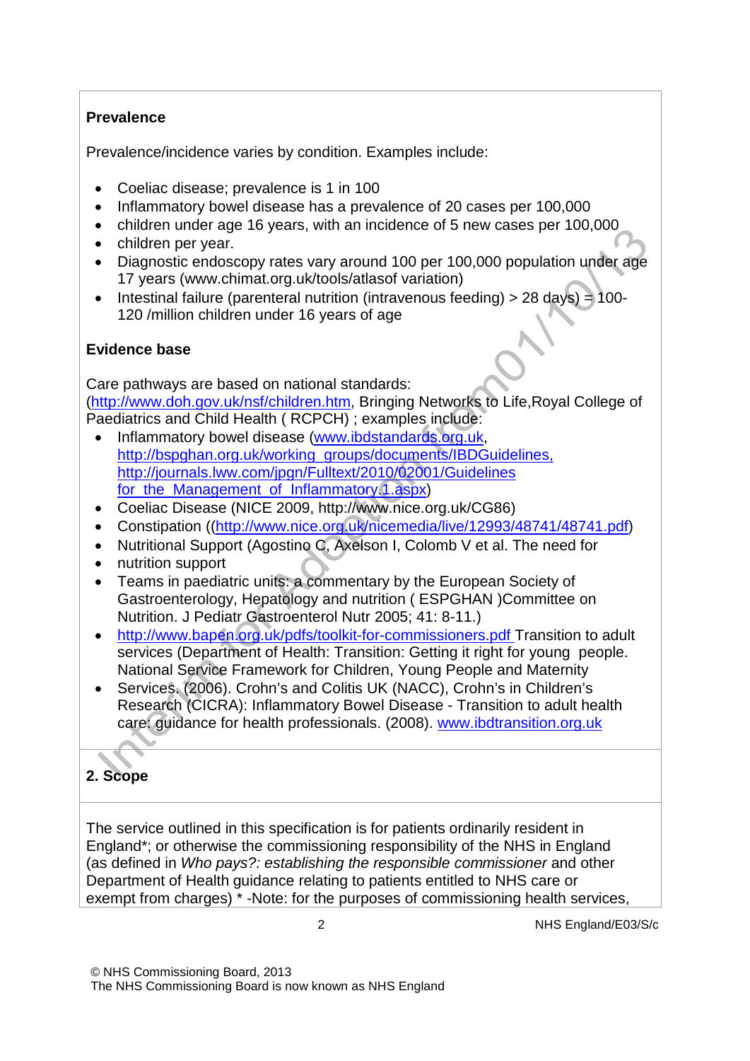**Prevalence**

Prevalence/incidence varies by condition. Examples include:

- Coeliac disease; prevalence is 1 in 100
- Inflammatory bowel disease has a prevalence of 20 cases per 100,000
- children under age 16 years, with an incidence of 5 new cases per 100,000
- children per year.
- Diagnostic endoscopy rates vary around 100 per 100,000 population under age 17 years (www.chimat.org.uk/tools/atlasof variation)
- Intestinal failure (parenteral nutrition (intravenous feeding) > 28 days) = 100-120 /million children under 16 years of age

**Evidence base**

Care pathways are based on national standards: (http://www.doh.gov.uk/nsf/children.htm, Bringing Networks to Life,Royal College of Paediatrics and Child Health ( RCPCH) ; examples include:

- Inflammatory bowel disease (www.ibdstandards.org.uk, http://bspghan.org.uk/working_groups/documents/IBDGuidelines, http://journals.lww.com/jpgn/Fulltext/2010/02001/Guidelines for_the_Management_of_Inflammatory.1.aspx)
- Coeliac Disease (NICE 2009, http://www.nice.org.uk/CG86)
- Constipation ((http://www.nice.org.uk/nicemedia/live/12993/48741/48741.pdf)
- Nutritional Support (Agostino C, Axelson I, Colomb V et al. The need for
- nutrition support
- Teams in paediatric units: a commentary by the European Society of Gastroenterology, Hepatology and nutrition ( ESPGHAN )Committee on Nutrition. J Pediatr Gastroenterol Nutr 2005; 41: 8-11.)
- http://www.bapen.org.uk/pdfs/toolkit-for-commissioners.pdf Transition to adult services (Department of Health: Transition: Getting it right for young people. National Service Framework for Children, Young People and Maternity
- Services. (2006). Crohn's and Colitis UK (NACC), Crohn's in Children's Research (CICRA): Inflammatory Bowel Disease - Transition to adult health care: guidance for health professionals. (2008). www.ibdtransition.org.uk

## 2. Scope

The service outlined in this specification is for patients ordinarily resident in England*; or otherwise the commissioning responsibility of the NHS in England (as defined in *Who pays?: establishing the responsible commissioner* and other Department of Health guidance relating to patients entitled to NHS care or exempt from charges) * -Note: for the purposes of commissioning health services,

© NHS Commissioning Board, 2013
The NHS Commissioning Board is now known as NHS England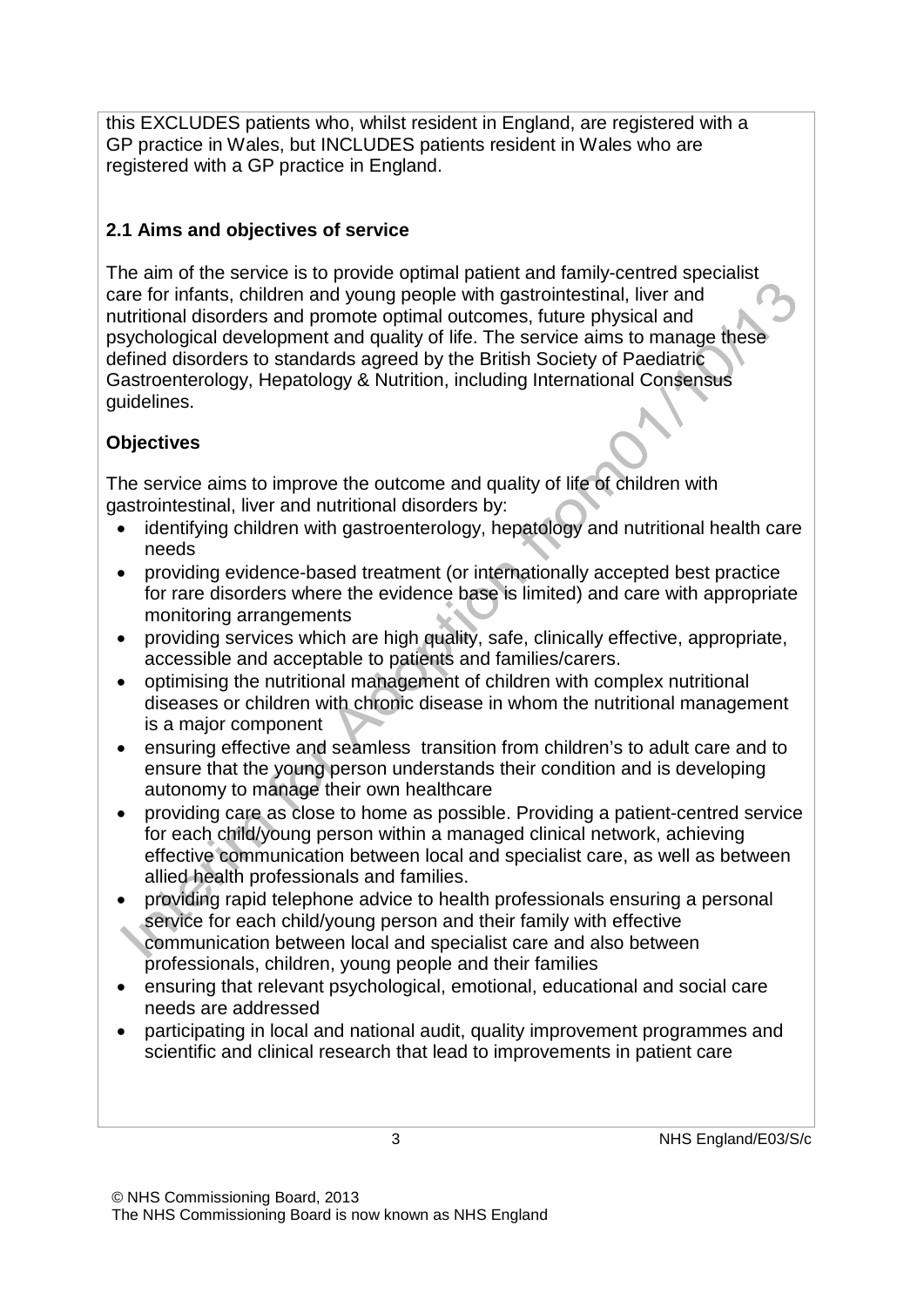this EXCLUDES patients who, whilst resident in England, are registered with a GP practice in Wales, but INCLUDES patients resident in Wales who are registered with a GP practice in England.

### 2.1 Aims and objectives of service

The aim of the service is to provide optimal patient and family-centred specialist care for infants, children and young people with gastrointestinal, liver and nutritional disorders and promote optimal outcomes, future physical and psychological development and quality of life. The service aims to manage these defined disorders to standards agreed by the British Society of Paediatric Gastroenterology, Hepatology & Nutrition, including International Consensus guidelines.

**Objectives**

The service aims to improve the outcome and quality of life of children with gastrointestinal, liver and nutritional disorders by:

- identifying children with gastroenterology, hepatology and nutritional health care needs
- providing evidence-based treatment (or internationally accepted best practice for rare disorders where the evidence base is limited) and care with appropriate monitoring arrangements
- providing services which are high quality, safe, clinically effective, appropriate, accessible and acceptable to patients and families/carers.
- optimising the nutritional management of children with complex nutritional diseases or children with chronic disease in whom the nutritional management is a major component
- ensuring effective and seamless transition from children's to adult care and to ensure that the young person understands their condition and is developing autonomy to manage their own healthcare
- providing care as close to home as possible. Providing a patient-centred service for each child/young person within a managed clinical network, achieving effective communication between local and specialist care, as well as between allied health professionals and families.
- providing rapid telephone advice to health professionals ensuring a personal service for each child/young person and their family with effective communication between local and specialist care and also between professionals, children, young people and their families
- ensuring that relevant psychological, emotional, educational and social care needs are addressed
- participating in local and national audit, quality improvement programmes and scientific and clinical research that lead to improvements in patient care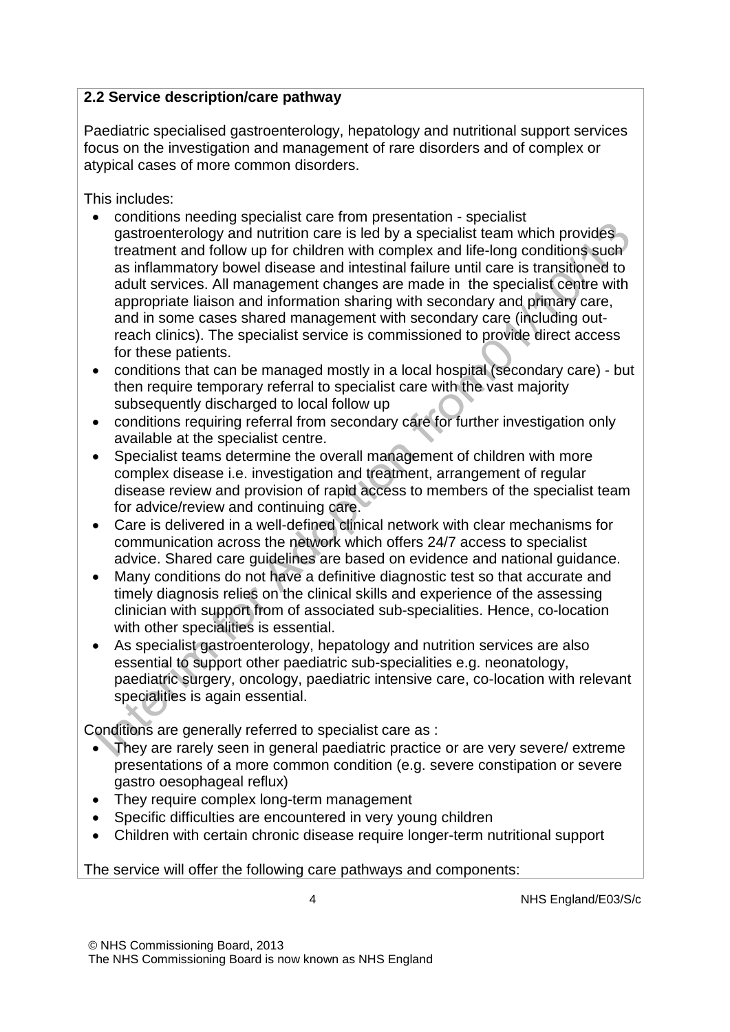**2.2 Service description/care pathway**

Paediatric specialised gastroenterology, hepatology and nutritional support services focus on the investigation and management of rare disorders and of complex or atypical cases of more common disorders.

This includes:

- conditions needing specialist care from presentation - specialist gastroenterology and nutrition care is led by a specialist team which provides treatment and follow up for children with complex and life-long conditions such as inflammatory bowel disease and intestinal failure until care is transitioned to adult services. All management changes are made in the specialist centre with appropriate liaison and information sharing with secondary and primary care, and in some cases shared management with secondary care (including out-reach clinics). The specialist service is commissioned to provide direct access for these patients.
- conditions that can be managed mostly in a local hospital (secondary care) - but then require temporary referral to specialist care with the vast majority subsequently discharged to local follow up
- conditions requiring referral from secondary care for further investigation only available at the specialist centre.
- Specialist teams determine the overall management of children with more complex disease i.e. investigation and treatment, arrangement of regular disease review and provision of rapid access to members of the specialist team for advice/review and continuing care.
- Care is delivered in a well-defined clinical network with clear mechanisms for communication across the network which offers 24/7 access to specialist advice. Shared care guidelines are based on evidence and national guidance.
- Many conditions do not have a definitive diagnostic test so that accurate and timely diagnosis relies on the clinical skills and experience of the assessing clinician with support from of associated sub-specialities. Hence, co-location with other specialities is essential.
- As specialist gastroenterology, hepatology and nutrition services are also essential to support other paediatric sub-specialities e.g. neonatology, paediatric surgery, oncology, paediatric intensive care, co-location with relevant specialities is again essential.

Conditions are generally referred to specialist care as :

- They are rarely seen in general paediatric practice or are very severe/ extreme presentations of a more common condition (e.g. severe constipation or severe gastro oesophageal reflux)
- They require complex long-term management
- Specific difficulties are encountered in very young children
- Children with certain chronic disease require longer-term nutritional support

The service will offer the following care pathways and components: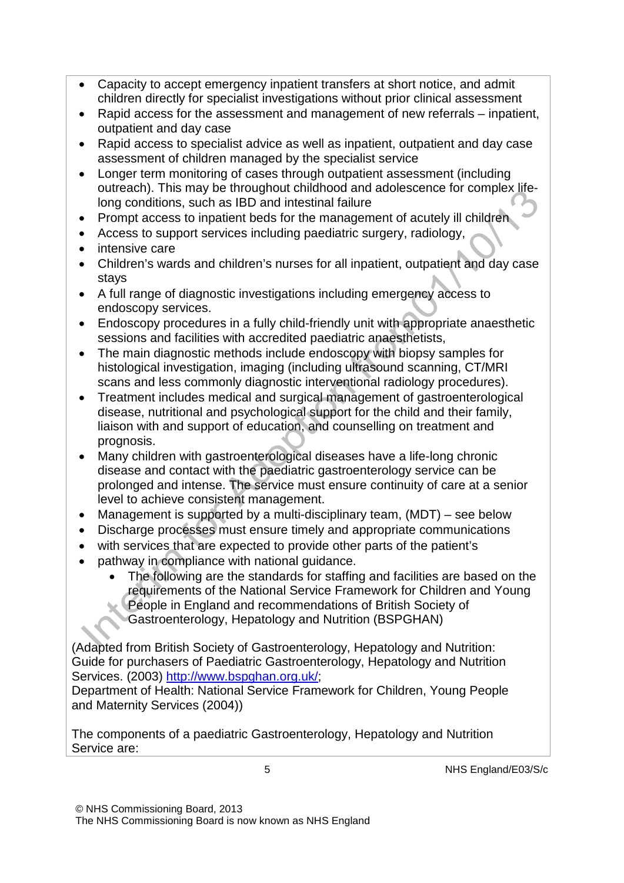- Capacity to accept emergency inpatient transfers at short notice, and admit children directly for specialist investigations without prior clinical assessment
- Rapid access for the assessment and management of new referrals – inpatient, outpatient and day case
- Rapid access to specialist advice as well as inpatient, outpatient and day case assessment of children managed by the specialist service
- Longer term monitoring of cases through outpatient assessment (including outreach). This may be throughout childhood and adolescence for complex life-long conditions, such as IBD and intestinal failure
- Prompt access to inpatient beds for the management of acutely ill children
- Access to support services including paediatric surgery, radiology,
- intensive care
- Children's wards and children's nurses for all inpatient, outpatient and day case stays
- A full range of diagnostic investigations including emergency access to endoscopy services.
- Endoscopy procedures in a fully child-friendly unit with appropriate anaesthetic sessions and facilities with accredited paediatric anaesthetists,
- The main diagnostic methods include endoscopy with biopsy samples for histological investigation, imaging (including ultrasound scanning, CT/MRI scans and less commonly diagnostic interventional radiology procedures).
- Treatment includes medical and surgical management of gastroenterological disease, nutritional and psychological support for the child and their family, liaison with and support of education, and counselling on treatment and prognosis.
- Many children with gastroenterological diseases have a life-long chronic disease and contact with the paediatric gastroenterology service can be prolonged and intense. The service must ensure continuity of care at a senior level to achieve consistent management.
- Management is supported by a multi-disciplinary team, (MDT) – see below
- Discharge processes must ensure timely and appropriate communications
- with services that are expected to provide other parts of the patient's
- pathway in compliance with national guidance.
  - The following are the standards for staffing and facilities are based on the requirements of the National Service Framework for Children and Young People in England and recommendations of British Society of Gastroenterology, Hepatology and Nutrition (BSPGHAN)

(Adapted from British Society of Gastroenterology, Hepatology and Nutrition: Guide for purchasers of Paediatric Gastroenterology, Hepatology and Nutrition Services. (2003) http://www.bspghan.org.uk/;
Department of Health: National Service Framework for Children, Young People and Maternity Services (2004))

The components of a paediatric Gastroenterology, Hepatology and Nutrition Service are: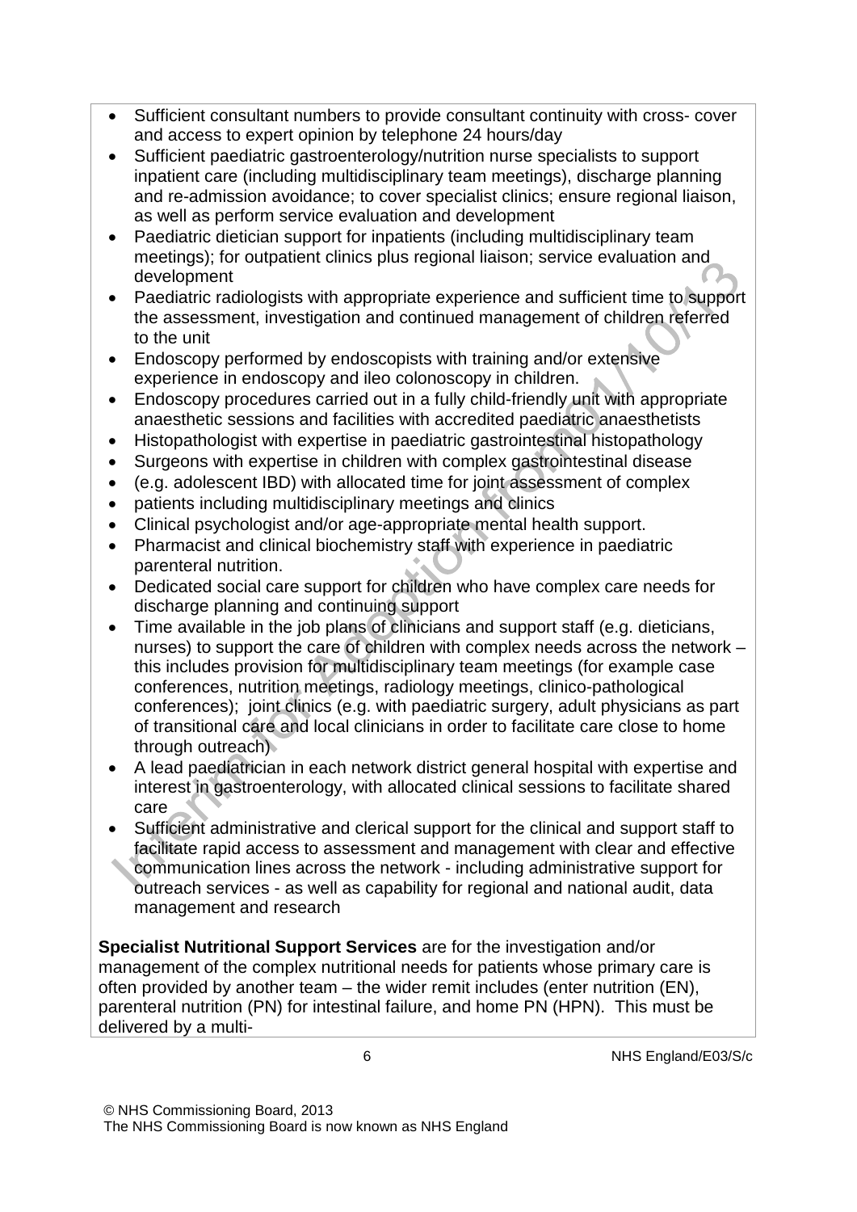- Sufficient consultant numbers to provide consultant continuity with cross- cover and access to expert opinion by telephone 24 hours/day
- Sufficient paediatric gastroenterology/nutrition nurse specialists to support inpatient care (including multidisciplinary team meetings), discharge planning and re-admission avoidance; to cover specialist clinics; ensure regional liaison, as well as perform service evaluation and development
- Paediatric dietician support for inpatients (including multidisciplinary team meetings); for outpatient clinics plus regional liaison; service evaluation and development
- Paediatric radiologists with appropriate experience and sufficient time to support the assessment, investigation and continued management of children referred to the unit
- Endoscopy performed by endoscopists with training and/or extensive experience in endoscopy and ileo colonoscopy in children.
- Endoscopy procedures carried out in a fully child-friendly unit with appropriate anaesthetic sessions and facilities with accredited paediatric anaesthetists
- Histopathologist with expertise in paediatric gastrointestinal histopathology
- Surgeons with expertise in children with complex gastrointestinal disease
- (e.g. adolescent IBD) with allocated time for joint assessment of complex
- patients including multidisciplinary meetings and clinics
- Clinical psychologist and/or age-appropriate mental health support.
- Pharmacist and clinical biochemistry staff with experience in paediatric parenteral nutrition.
- Dedicated social care support for children who have complex care needs for discharge planning and continuing support
- Time available in the job plans of clinicians and support staff (e.g. dieticians, nurses) to support the care of children with complex needs across the network – this includes provision for multidisciplinary team meetings (for example case conferences, nutrition meetings, radiology meetings, clinico-pathological conferences); joint clinics (e.g. with paediatric surgery, adult physicians as part of transitional care and local clinicians in order to facilitate care close to home through outreach)
- A lead paediatrician in each network district general hospital with expertise and interest in gastroenterology, with allocated clinical sessions to facilitate shared care
- Sufficient administrative and clerical support for the clinical and support staff to facilitate rapid access to assessment and management with clear and effective communication lines across the network - including administrative support for outreach services - as well as capability for regional and national audit, data management and research

**Specialist Nutritional Support Services** are for the investigation and/or management of the complex nutritional needs for patients whose primary care is often provided by another team – the wider remit includes (enter nutrition (EN), parenteral nutrition (PN) for intestinal failure, and home PN (HPN). This must be delivered by a multi-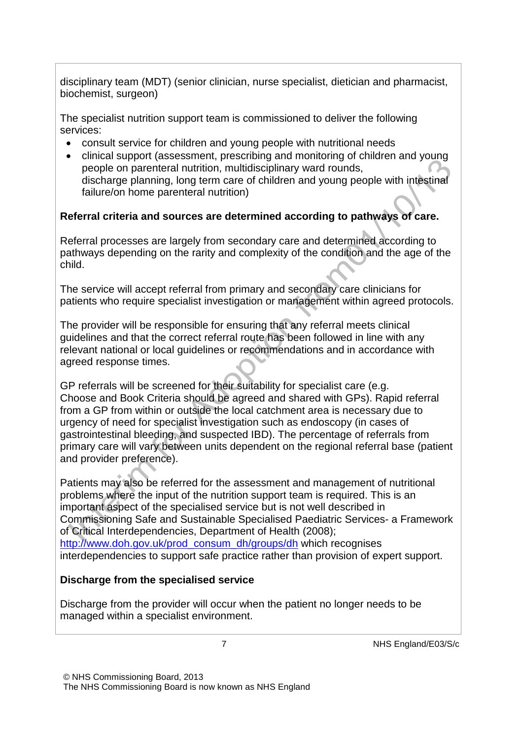disciplinary team (MDT) (senior clinician, nurse specialist, dietician and pharmacist, biochemist, surgeon)

The specialist nutrition support team is commissioned to deliver the following services:

- consult service for children and young people with nutritional needs
- clinical support (assessment, prescribing and monitoring of children and young people on parenteral nutrition, multidisciplinary ward rounds, discharge planning, long term care of children and young people with intestinal failure/on home parenteral nutrition)

**Referral criteria and sources are determined according to pathways of care.**

Referral processes are largely from secondary care and determined according to pathways depending on the rarity and complexity of the condition and the age of the child.

The service will accept referral from primary and secondary care clinicians for patients who require specialist investigation or management within agreed protocols.

The provider will be responsible for ensuring that any referral meets clinical guidelines and that the correct referral route has been followed in line with any relevant national or local guidelines or recommendations and in accordance with agreed response times.

GP referrals will be screened for their suitability for specialist care (e.g. Choose and Book Criteria should be agreed and shared with GPs). Rapid referral from a GP from within or outside the local catchment area is necessary due to urgency of need for specialist investigation such as endoscopy (in cases of gastrointestinal bleeding, and suspected IBD). The percentage of referrals from primary care will vary between units dependent on the regional referral base (patient and provider preference).

Patients may also be referred for the assessment and management of nutritional problems where the input of the nutrition support team is required. This is an important aspect of the specialised service but is not well described in Commissioning Safe and Sustainable Specialised Paediatric Services- a Framework of Critical Interdependencies, Department of Health (2008); [http://www.doh.gov.uk/prod_consum_dh/groups/dh](http://www.doh.gov.uk/prod_consum_dh/groups/dh) which recognises interdependencies to support safe practice rather than provision of expert support.

**Discharge from the specialised service**

Discharge from the provider will occur when the patient no longer needs to be managed within a specialist environment.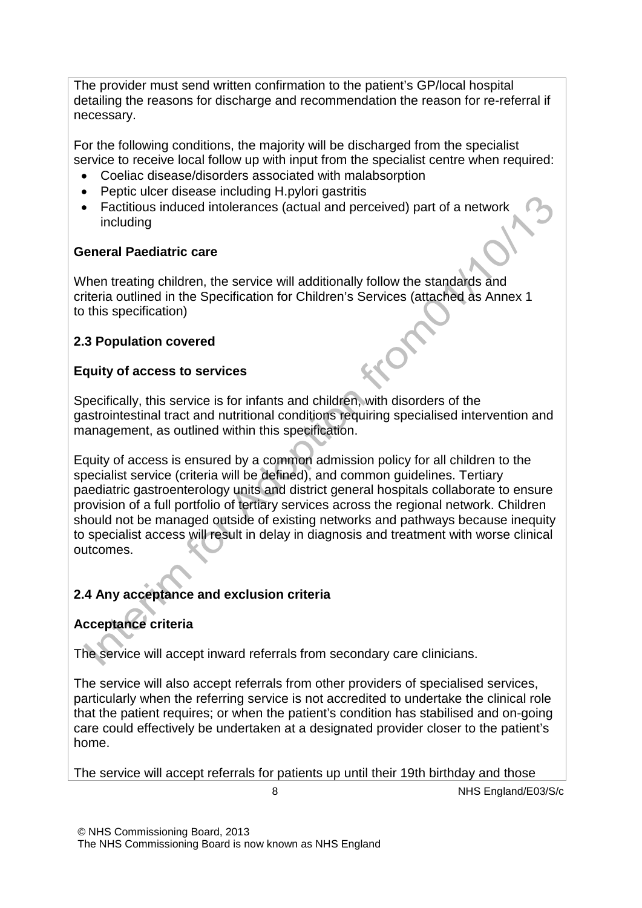The provider must send written confirmation to the patient's GP/local hospital detailing the reasons for discharge and recommendation the reason for re-referral if necessary.

For the following conditions, the majority will be discharged from the specialist service to receive local follow up with input from the specialist centre when required:

- Coeliac disease/disorders associated with malabsorption
- Peptic ulcer disease including H.pylori gastritis
- Factitious induced intolerances (actual and perceived) part of a network including

**General Paediatric care**

When treating children, the service will additionally follow the standards and criteria outlined in the Specification for Children's Services (attached as Annex 1 to this specification)

**2.3 Population covered**

**Equity of access to services**

Specifically, this service is for infants and children, with disorders of the gastrointestinal tract and nutritional conditions requiring specialised intervention and management, as outlined within this specification.

Equity of access is ensured by a common admission policy for all children to the specialist service (criteria will be defined), and common guidelines. Tertiary paediatric gastroenterology units and district general hospitals collaborate to ensure provision of a full portfolio of tertiary services across the regional network. Children should not be managed outside of existing networks and pathways because inequity to specialist access will result in delay in diagnosis and treatment with worse clinical outcomes.

**2.4 Any acceptance and exclusion criteria**

**Acceptance criteria**

The service will accept inward referrals from secondary care clinicians.

The service will also accept referrals from other providers of specialised services, particularly when the referring service is not accredited to undertake the clinical role that the patient requires; or when the patient's condition has stabilised and on-going care could effectively be undertaken at a designated provider closer to the patient's home.

The service will accept referrals for patients up until their 19th birthday and those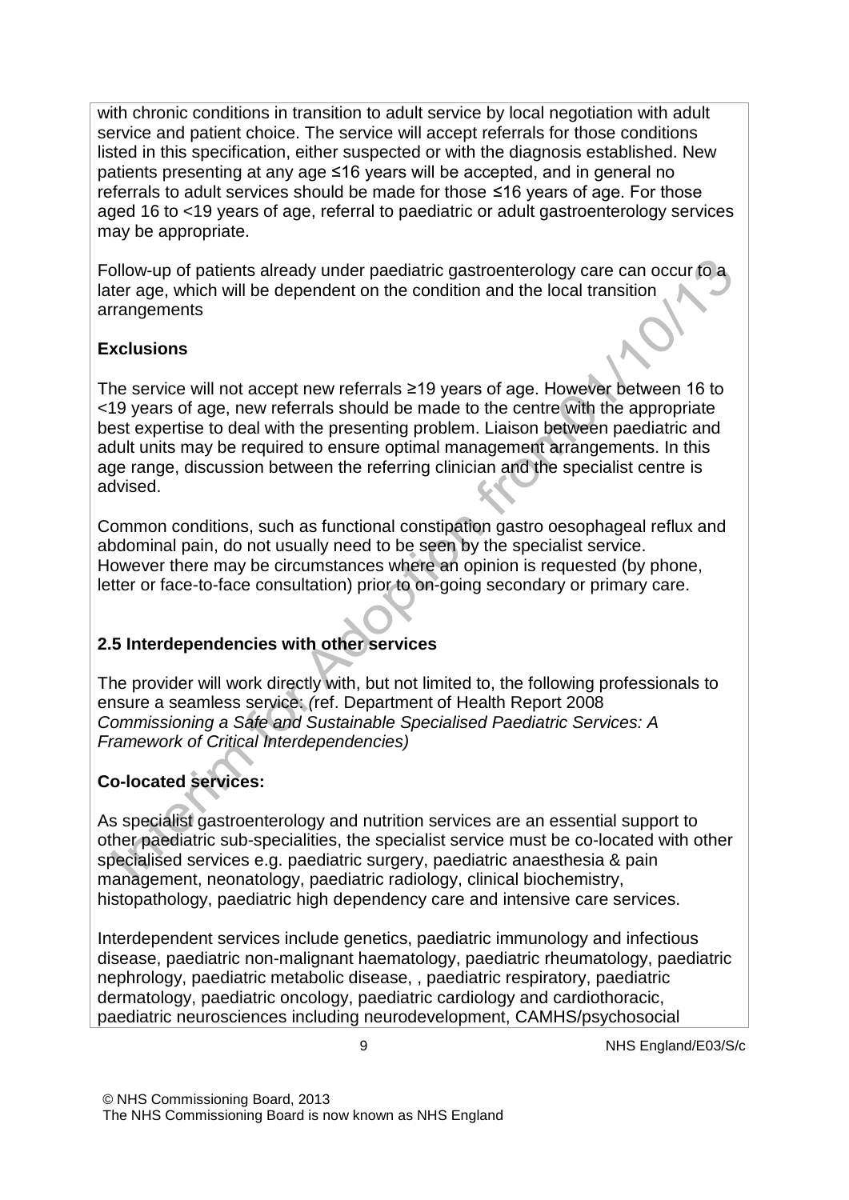with chronic conditions in transition to adult service by local negotiation with adult service and patient choice. The service will accept referrals for those conditions listed in this specification, either suspected or with the diagnosis established. New patients presenting at any age ≤16 years will be accepted, and in general no referrals to adult services should be made for those ≤16 years of age. For those aged 16 to <19 years of age, referral to paediatric or adult gastroenterology services may be appropriate.

Follow-up of patients already under paediatric gastroenterology care can occur to a later age, which will be dependent on the condition and the local transition arrangements

**Exclusions**

The service will not accept new referrals ≥19 years of age. However between 16 to <19 years of age, new referrals should be made to the centre with the appropriate best expertise to deal with the presenting problem. Liaison between paediatric and adult units may be required to ensure optimal management arrangements. In this age range, discussion between the referring clinician and the specialist centre is advised.

Common conditions, such as functional constipation gastro oesophageal reflux and abdominal pain, do not usually need to be seen by the specialist service. However there may be circumstances where an opinion is requested (by phone, letter or face-to-face consultation) prior to on-going secondary or primary care.

**2.5 Interdependencies with other services**

The provider will work directly with, but not limited to, the following professionals to ensure a seamless service: *(*ref. Department of Health Report 2008 *Commissioning a Safe and Sustainable Specialised Paediatric Services: A Framework of Critical Interdependencies)*

**Co-located services:**

As specialist gastroenterology and nutrition services are an essential support to other paediatric sub-specialities, the specialist service must be co-located with other specialised services e.g. paediatric surgery, paediatric anaesthesia & pain management, neonatology, paediatric radiology, clinical biochemistry, histopathology, paediatric high dependency care and intensive care services.

Interdependent services include genetics, paediatric immunology and infectious disease, paediatric non-malignant haematology, paediatric rheumatology, paediatric nephrology, paediatric metabolic disease, , paediatric respiratory, paediatric dermatology, paediatric oncology, paediatric cardiology and cardiothoracic, paediatric neurosciences including neurodevelopment, CAMHS/psychosocial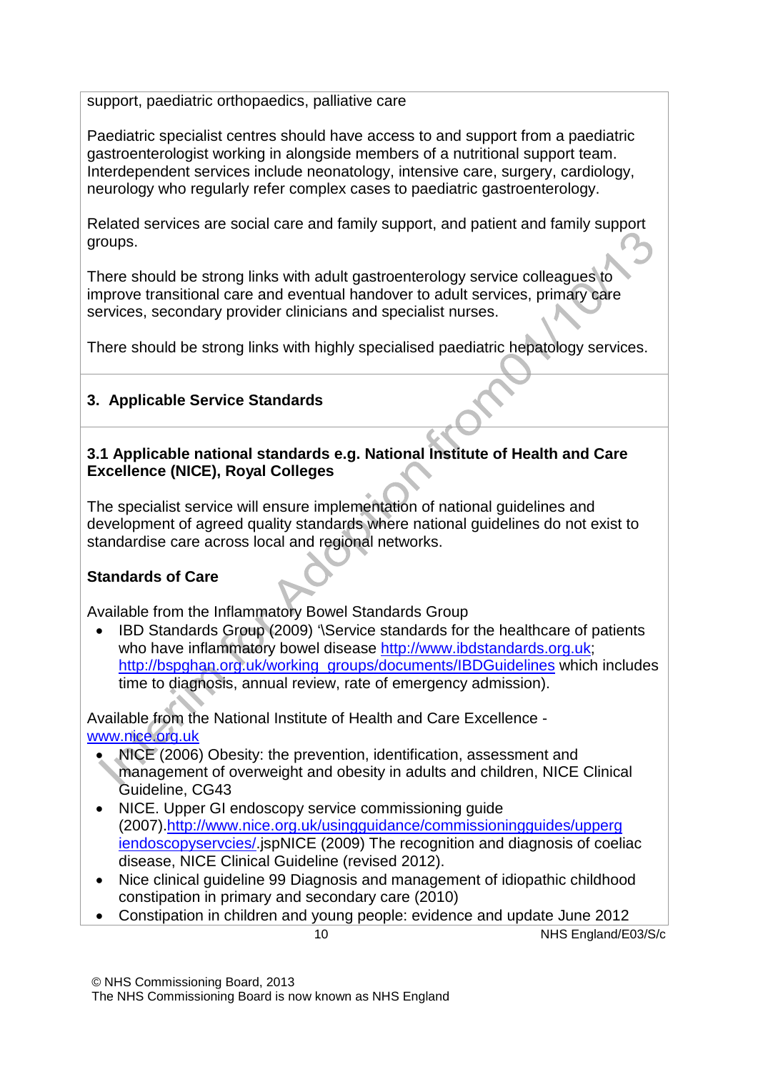support, paediatric orthopaedics, palliative care

Paediatric specialist centres should have access to and support from a paediatric gastroenterologist working in alongside members of a nutritional support team. Interdependent services include neonatology, intensive care, surgery, cardiology, neurology who regularly refer complex cases to paediatric gastroenterology.

Related services are social care and family support, and patient and family support groups.

There should be strong links with adult gastroenterology service colleagues to improve transitional care and eventual handover to adult services, primary care services, secondary provider clinicians and specialist nurses.

There should be strong links with highly specialised paediatric hepatology services.

## 3. Applicable Service Standards

### 3.1 Applicable national standards e.g. National Institute of Health and Care Excellence (NICE), Royal Colleges

The specialist service will ensure implementation of national guidelines and development of agreed quality standards where national guidelines do not exist to standardise care across local and regional networks.

**Standards of Care**

Available from the Inflammatory Bowel Standards Group

- IBD Standards Group (2009) '\Service standards for the healthcare of patients who have inflammatory bowel disease http://www.ibdstandards.org.uk; http://bspghan.org.uk/working_groups/documents/IBDGuidelines which includes time to diagnosis, annual review, rate of emergency admission).

Available from the National Institute of Health and Care Excellence - www.nice.org.uk

- NICE (2006) Obesity: the prevention, identification, assessment and management of overweight and obesity in adults and children, NICE Clinical Guideline, CG43
- NICE. Upper GI endoscopy service commissioning guide (2007).http://www.nice.org.uk/usingguidance/commissioningguides/uppergiendoscopyservcies/.jspNICE (2009) The recognition and diagnosis of coeliac disease, NICE Clinical Guideline (revised 2012).
- Nice clinical guideline 99 Diagnosis and management of idiopathic childhood constipation in primary and secondary care (2010)
- Constipation in children and young people: evidence and update June 2012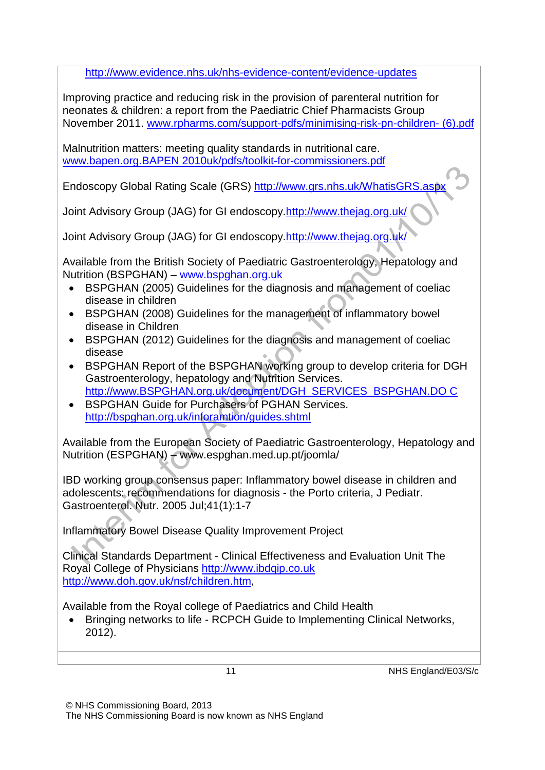http://www.evidence.nhs.uk/nhs-evidence-content/evidence-updates

Improving practice and reducing risk in the provision of parenteral nutrition for neonates & children: a report from the Paediatric Chief Pharmacists Group November 2011. www.rpharms.com/support-pdfs/minimising-risk-pn-children- (6).pdf

Malnutrition matters: meeting quality standards in nutritional care. www.bapen.org.BAPEN 2010uk/pdfs/toolkit-for-commissioners.pdf

Endoscopy Global Rating Scale (GRS) http://www.grs.nhs.uk/WhatisGRS.aspx

Joint Advisory Group (JAG) for GI endoscopy.http://www.thejag.org.uk/

Joint Advisory Group (JAG) for GI endoscopy.http://www.thejag.org.uk/

Available from the British Society of Paediatric Gastroenterology, Hepatology and Nutrition (BSPGHAN) – www.bspghan.org.uk

- BSPGHAN (2005) Guidelines for the diagnosis and management of coeliac disease in children
- BSPGHAN (2008) Guidelines for the management of inflammatory bowel disease in Children
- BSPGHAN (2012) Guidelines for the diagnosis and management of coeliac disease
- BSPGHAN Report of the BSPGHAN working group to develop criteria for DGH Gastroenterology, hepatology and Nutrition Services. http://www.BSPGHAN.org.uk/document/DGH_SERVICES_BSPGHAN.DO C
- BSPGHAN Guide for Purchasers of PGHAN Services. http://bspghan.org.uk/inforamtion/guides.shtml

Available from the European Society of Paediatric Gastroenterology, Hepatology and Nutrition (ESPGHAN) – www.espghan.med.up.pt/joomla/

IBD working group consensus paper: Inflammatory bowel disease in children and adolescents: recommendations for diagnosis - the Porto criteria, J Pediatr. Gastroenterol. Nutr. 2005 Jul;41(1):1-7

Inflammatory Bowel Disease Quality Improvement Project

Clinical Standards Department - Clinical Effectiveness and Evaluation Unit The Royal College of Physicians http://www.ibdqip.co.uk
http://www.doh.gov.uk/nsf/children.htm,

Available from the Royal college of Paediatrics and Child Health

- Bringing networks to life - RCPCH Guide to Implementing Clinical Networks, 2012).

NHS England/E03/S/c

© NHS Commissioning Board, 2013
The NHS Commissioning Board is now known as NHS England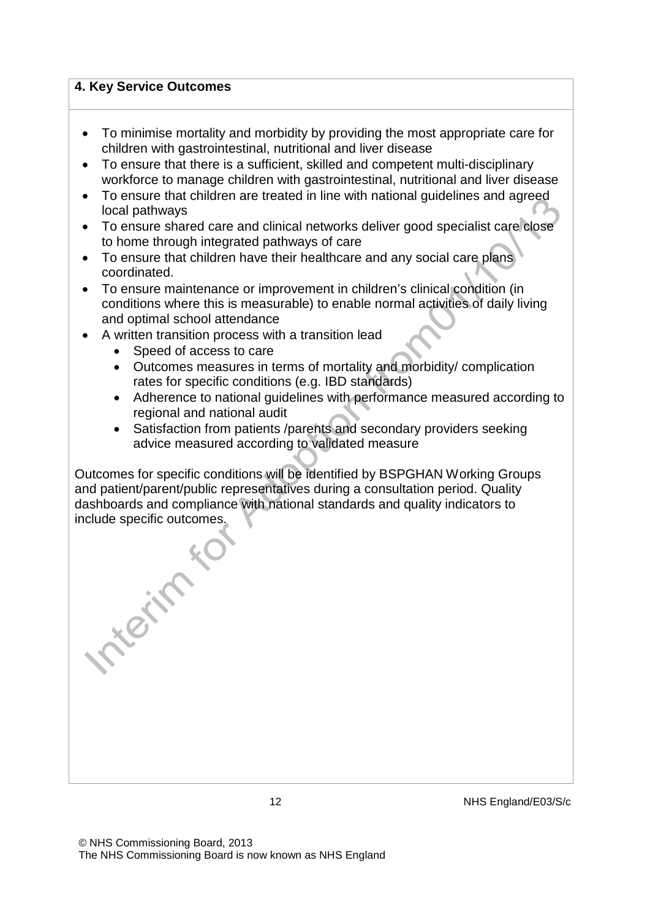## 4. Key Service Outcomes

- To minimise mortality and morbidity by providing the most appropriate care for children with gastrointestinal, nutritional and liver disease
- To ensure that there is a sufficient, skilled and competent multi-disciplinary workforce to manage children with gastrointestinal, nutritional and liver disease
- To ensure that children are treated in line with national guidelines and agreed local pathways
- To ensure shared care and clinical networks deliver good specialist care close to home through integrated pathways of care
- To ensure that children have their healthcare and any social care plans coordinated.
- To ensure maintenance or improvement in children's clinical condition (in conditions where this is measurable) to enable normal activities of daily living and optimal school attendance
- A written transition process with a transition lead
  - Speed of access to care
  - Outcomes measures in terms of mortality and morbidity/ complication rates for specific conditions (e.g. IBD standards)
  - Adherence to national guidelines with performance measured according to regional and national audit
  - Satisfaction from patients /parents and secondary providers seeking advice measured according to validated measure

Outcomes for specific conditions will be identified by BSPGHAN Working Groups and patient/parent/public representatives during a consultation period. Quality dashboards and compliance with national standards and quality indicators to include specific outcomes.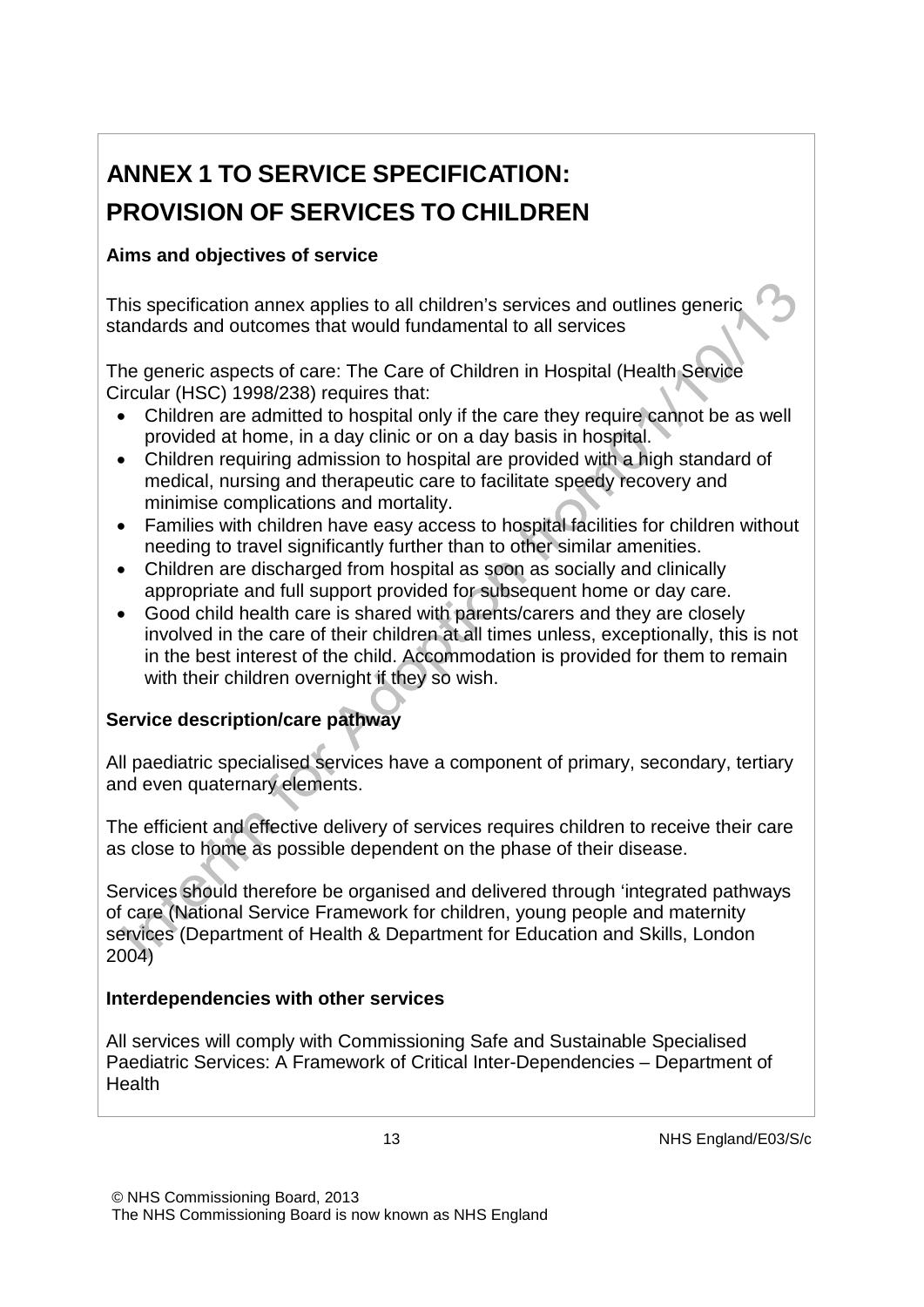# ANNEX 1 TO SERVICE SPECIFICATION: PROVISION OF SERVICES TO CHILDREN

### Aims and objectives of service

This specification annex applies to all children's services and outlines generic standards and outcomes that would fundamental to all services

The generic aspects of care: The Care of Children in Hospital (Health Service Circular (HSC) 1998/238) requires that:

- Children are admitted to hospital only if the care they require cannot be as well provided at home, in a day clinic or on a day basis in hospital.
- Children requiring admission to hospital are provided with a high standard of medical, nursing and therapeutic care to facilitate speedy recovery and minimise complications and mortality.
- Families with children have easy access to hospital facilities for children without needing to travel significantly further than to other similar amenities.
- Children are discharged from hospital as soon as socially and clinically appropriate and full support provided for subsequent home or day care.
- Good child health care is shared with parents/carers and they are closely involved in the care of their children at all times unless, exceptionally, this is not in the best interest of the child. Accommodation is provided for them to remain with their children overnight if they so wish.

### Service description/care pathway

All paediatric specialised services have a component of primary, secondary, tertiary and even quaternary elements.

The efficient and effective delivery of services requires children to receive their care as close to home as possible dependent on the phase of their disease.

Services should therefore be organised and delivered through 'integrated pathways of care (National Service Framework for children, young people and maternity services (Department of Health & Department for Education and Skills, London 2004)

### Interdependencies with other services

All services will comply with Commissioning Safe and Sustainable Specialised Paediatric Services: A Framework of Critical Inter-Dependencies – Department of Health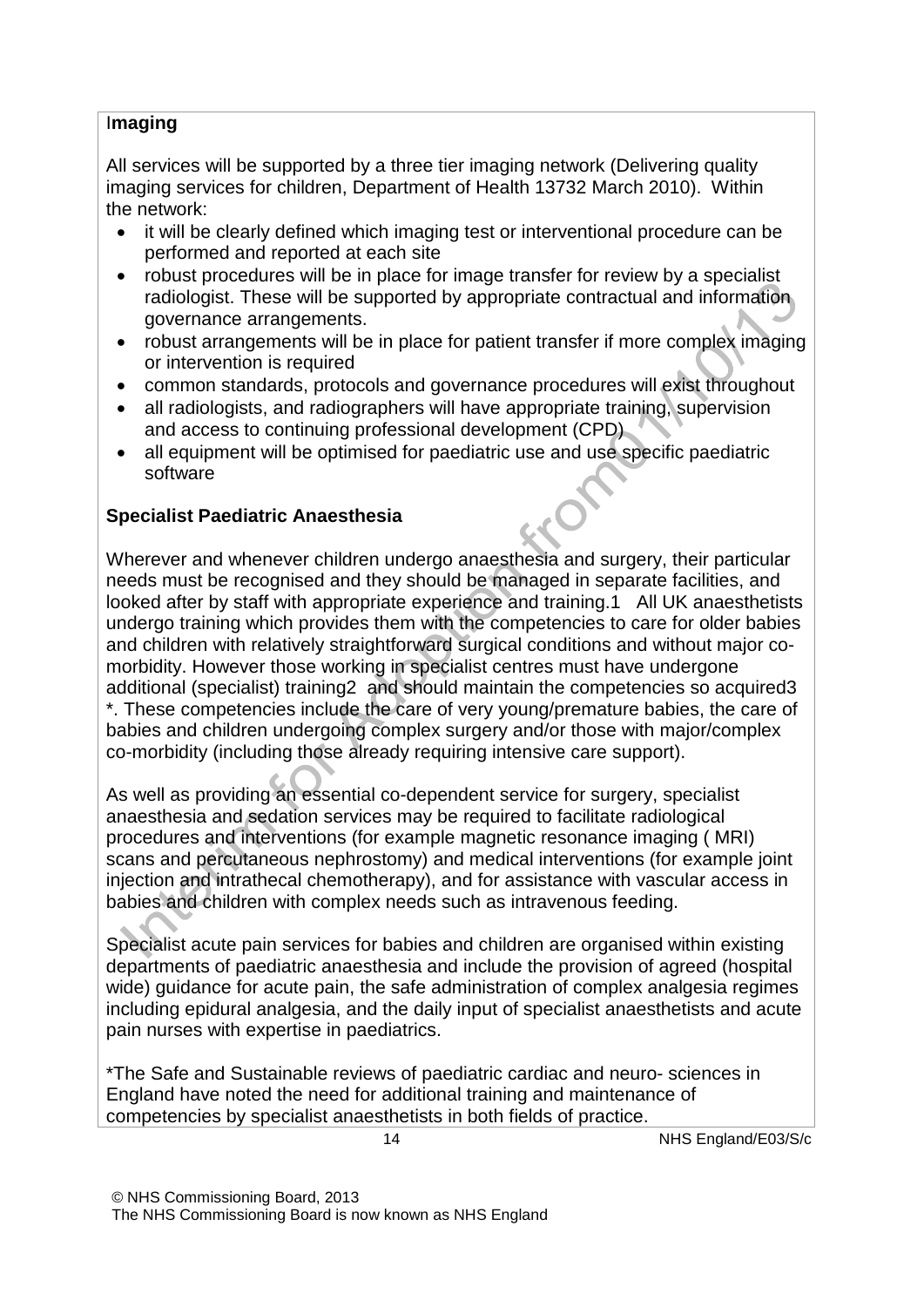**Imaging**

All services will be supported by a three tier imaging network (Delivering quality imaging services for children, Department of Health 13732 March 2010). Within the network:

- it will be clearly defined which imaging test or interventional procedure can be performed and reported at each site
- robust procedures will be in place for image transfer for review by a specialist radiologist. These will be supported by appropriate contractual and information governance arrangements.
- robust arrangements will be in place for patient transfer if more complex imaging or intervention is required
- common standards, protocols and governance procedures will exist throughout
- all radiologists, and radiographers will have appropriate training, supervision and access to continuing professional development (CPD)
- all equipment will be optimised for paediatric use and use specific paediatric software

**Specialist Paediatric Anaesthesia**

Wherever and whenever children undergo anaesthesia and surgery, their particular needs must be recognised and they should be managed in separate facilities, and looked after by staff with appropriate experience and training.[1] All UK anaesthetists undergo training which provides them with the competencies to care for older babies and children with relatively straightforward surgical conditions and without major co-morbidity. However those working in specialist centres must have undergone additional (specialist) training[2] and should maintain the competencies so acquired[3] *. These competencies include the care of very young/premature babies, the care of babies and children undergoing complex surgery and/or those with major/complex co-morbidity (including those already requiring intensive care support).

As well as providing an essential co-dependent service for surgery, specialist anaesthesia and sedation services may be required to facilitate radiological procedures and interventions (for example magnetic resonance imaging ( MRI) scans and percutaneous nephrostomy) and medical interventions (for example joint injection and intrathecal chemotherapy), and for assistance with vascular access in babies and children with complex needs such as intravenous feeding.

Specialist acute pain services for babies and children are organised within existing departments of paediatric anaesthesia and include the provision of agreed (hospital wide) guidance for acute pain, the safe administration of complex analgesia regimes including epidural analgesia, and the daily input of specialist anaesthetists and acute pain nurses with expertise in paediatrics.

*The Safe and Sustainable reviews of paediatric cardiac and neuro- sciences in England have noted the need for additional training and maintenance of competencies by specialist anaesthetists in both fields of practice.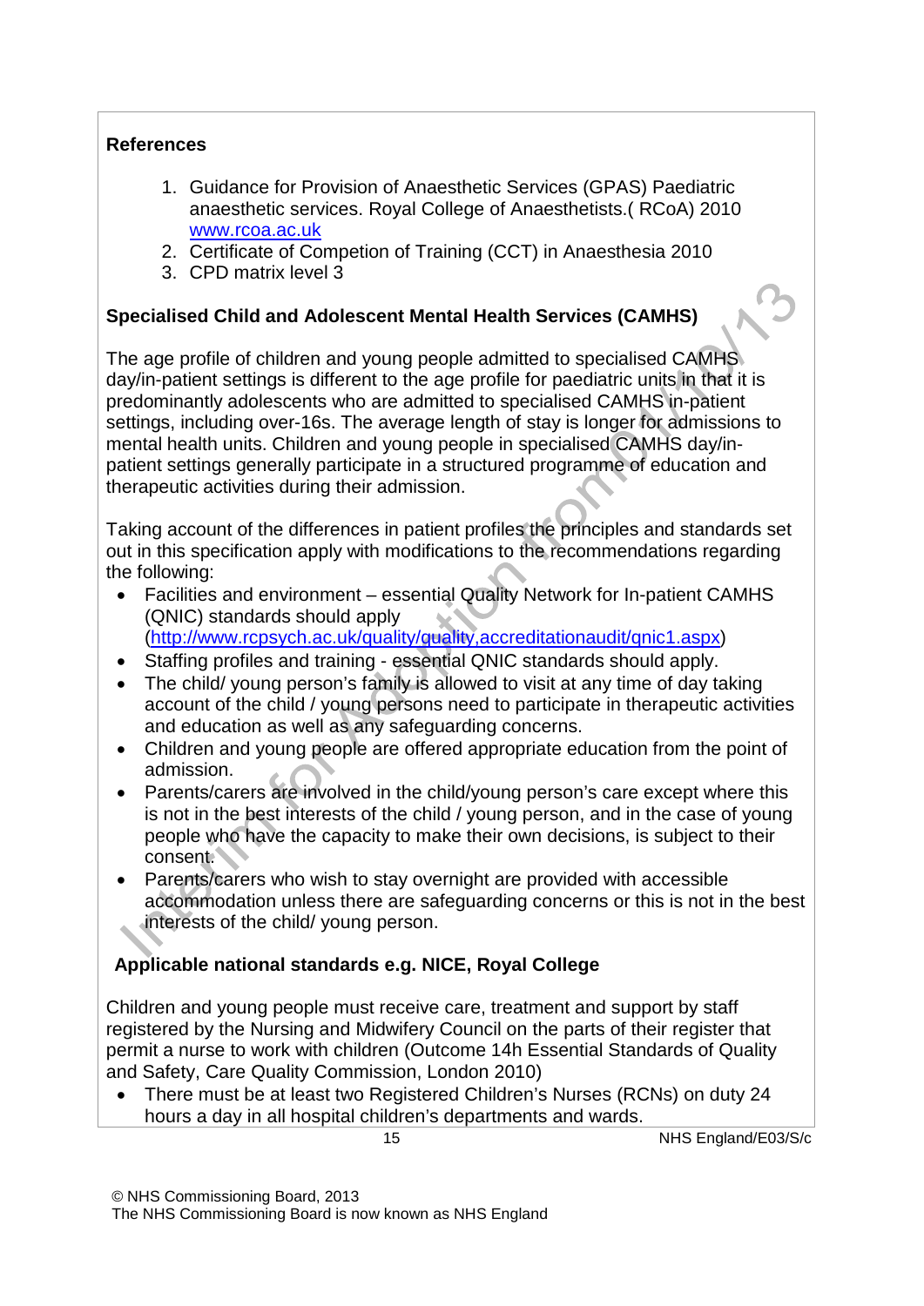**References**

1. Guidance for Provision of Anaesthetic Services (GPAS) Paediatric anaesthetic services. Royal College of Anaesthetists.( RCoA) 2010 www.rcoa.ac.uk
2. Certificate of Competion of Training (CCT) in Anaesthesia 2010
3. CPD matrix level 3

**Specialised Child and Adolescent Mental Health Services (CAMHS)**

The age profile of children and young people admitted to specialised CAMHS day/in-patient settings is different to the age profile for paediatric units in that it is predominantly adolescents who are admitted to specialised CAMHS in-patient settings, including over-16s. The average length of stay is longer for admissions to mental health units. Children and young people in specialised CAMHS day/in-patient settings generally participate in a structured programme of education and therapeutic activities during their admission.

Taking account of the differences in patient profiles the principles and standards set out in this specification apply with modifications to the recommendations regarding the following:

- Facilities and environment – essential Quality Network for In-patient CAMHS (QNIC) standards should apply (http://www.rcpsych.ac.uk/quality/quality,accreditationaudit/qnic1.aspx)
- Staffing profiles and training - essential QNIC standards should apply.
- The child/ young person's family is allowed to visit at any time of day taking account of the child / young persons need to participate in therapeutic activities and education as well as any safeguarding concerns.
- Children and young people are offered appropriate education from the point of admission.
- Parents/carers are involved in the child/young person's care except where this is not in the best interests of the child / young person, and in the case of young people who have the capacity to make their own decisions, is subject to their consent.
- Parents/carers who wish to stay overnight are provided with accessible accommodation unless there are safeguarding concerns or this is not in the best interests of the child/ young person.

**Applicable national standards e.g. NICE, Royal College**

Children and young people must receive care, treatment and support by staff registered by the Nursing and Midwifery Council on the parts of their register that permit a nurse to work with children (Outcome 14h Essential Standards of Quality and Safety, Care Quality Commission, London 2010)

- There must be at least two Registered Children's Nurses (RCNs) on duty 24 hours a day in all hospital children's departments and wards.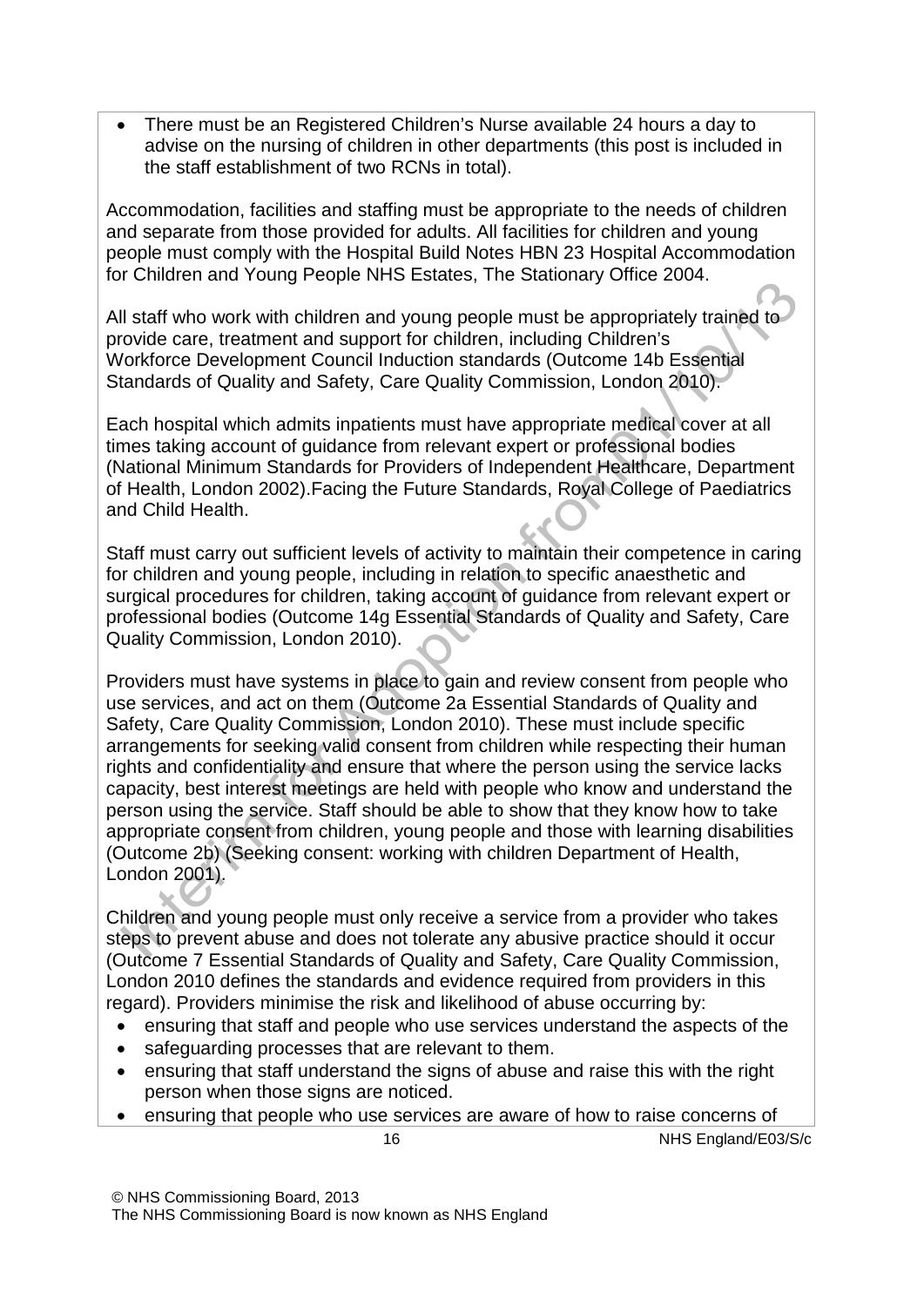- There must be an Registered Children's Nurse available 24 hours a day to advise on the nursing of children in other departments (this post is included in the staff establishment of two RCNs in total).

Accommodation, facilities and staffing must be appropriate to the needs of children and separate from those provided for adults. All facilities for children and young people must comply with the Hospital Build Notes HBN 23 Hospital Accommodation for Children and Young People NHS Estates, The Stationary Office 2004.

All staff who work with children and young people must be appropriately trained to provide care, treatment and support for children, including Children's Workforce Development Council Induction standards (Outcome 14b Essential Standards of Quality and Safety, Care Quality Commission, London 2010).

Each hospital which admits inpatients must have appropriate medical cover at all times taking account of guidance from relevant expert or professional bodies (National Minimum Standards for Providers of Independent Healthcare, Department of Health, London 2002).Facing the Future Standards, Royal College of Paediatrics and Child Health.

Staff must carry out sufficient levels of activity to maintain their competence in caring for children and young people, including in relation to specific anaesthetic and surgical procedures for children, taking account of guidance from relevant expert or professional bodies (Outcome 14g Essential Standards of Quality and Safety, Care Quality Commission, London 2010).

Providers must have systems in place to gain and review consent from people who use services, and act on them (Outcome 2a Essential Standards of Quality and Safety, Care Quality Commission, London 2010). These must include specific arrangements for seeking valid consent from children while respecting their human rights and confidentiality and ensure that where the person using the service lacks capacity, best interest meetings are held with people who know and understand the person using the service. Staff should be able to show that they know how to take appropriate consent from children, young people and those with learning disabilities (Outcome 2b) (Seeking consent: working with children Department of Health, London 2001).

Children and young people must only receive a service from a provider who takes steps to prevent abuse and does not tolerate any abusive practice should it occur (Outcome 7 Essential Standards of Quality and Safety, Care Quality Commission, London 2010 defines the standards and evidence required from providers in this regard). Providers minimise the risk and likelihood of abuse occurring by:

- ensuring that staff and people who use services understand the aspects of the
- safeguarding processes that are relevant to them.
- ensuring that staff understand the signs of abuse and raise this with the right person when those signs are noticed.
- ensuring that people who use services are aware of how to raise concerns of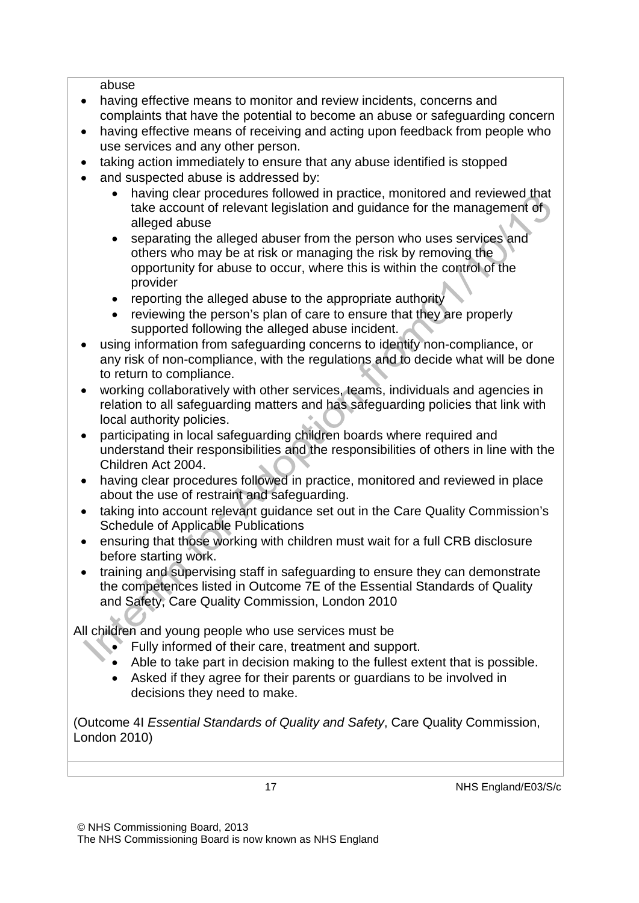abuse

- having effective means to monitor and review incidents, concerns and complaints that have the potential to become an abuse or safeguarding concern
- having effective means of receiving and acting upon feedback from people who use services and any other person.
- taking action immediately to ensure that any abuse identified is stopped
- and suspected abuse is addressed by:
  - having clear procedures followed in practice, monitored and reviewed that take account of relevant legislation and guidance for the management of alleged abuse
  - separating the alleged abuser from the person who uses services and others who may be at risk or managing the risk by removing the opportunity for abuse to occur, where this is within the control of the provider
  - reporting the alleged abuse to the appropriate authority
  - reviewing the person's plan of care to ensure that they are properly supported following the alleged abuse incident.
- using information from safeguarding concerns to identify non-compliance, or any risk of non-compliance, with the regulations and to decide what will be done to return to compliance.
- working collaboratively with other services, teams, individuals and agencies in relation to all safeguarding matters and has safeguarding policies that link with local authority policies.
- participating in local safeguarding children boards where required and understand their responsibilities and the responsibilities of others in line with the Children Act 2004.
- having clear procedures followed in practice, monitored and reviewed in place about the use of restraint and safeguarding.
- taking into account relevant guidance set out in the Care Quality Commission's Schedule of Applicable Publications
- ensuring that those working with children must wait for a full CRB disclosure before starting work.
- training and supervising staff in safeguarding to ensure they can demonstrate the competences listed in Outcome 7E of the Essential Standards of Quality and Safety, Care Quality Commission, London 2010

All children and young people who use services must be

- Fully informed of their care, treatment and support.
- Able to take part in decision making to the fullest extent that is possible.
- Asked if they agree for their parents or guardians to be involved in decisions they need to make.

(Outcome 4I *Essential Standards of Quality and Safety*, Care Quality Commission, London 2010)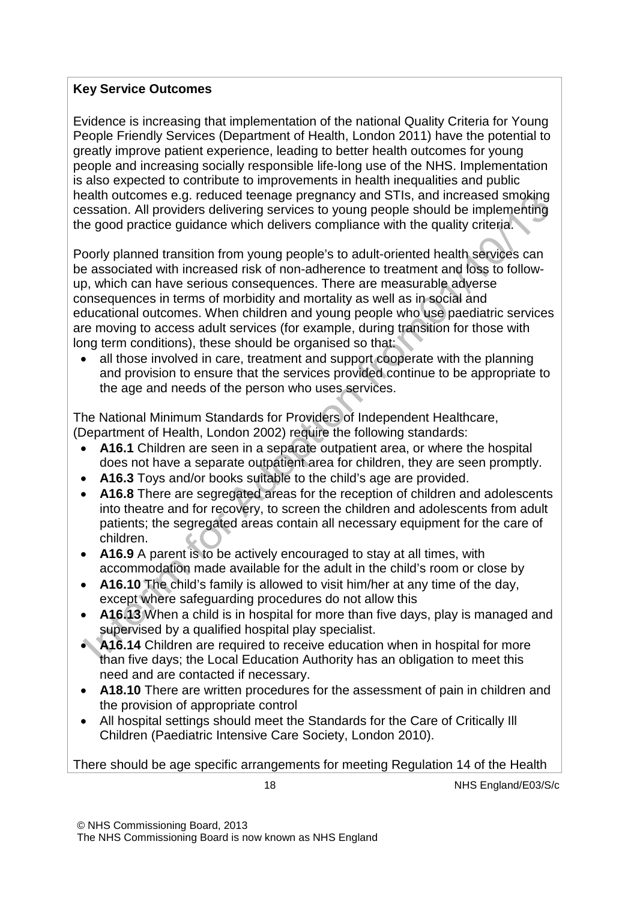**Key Service Outcomes**

Evidence is increasing that implementation of the national Quality Criteria for Young People Friendly Services (Department of Health, London 2011) have the potential to greatly improve patient experience, leading to better health outcomes for young people and increasing socially responsible life-long use of the NHS. Implementation is also expected to contribute to improvements in health inequalities and public health outcomes e.g. reduced teenage pregnancy and STIs, and increased smoking cessation. All providers delivering services to young people should be implementing the good practice guidance which delivers compliance with the quality criteria.

Poorly planned transition from young people's to adult-oriented health services can be associated with increased risk of non-adherence to treatment and loss to follow-up, which can have serious consequences. There are measurable adverse consequences in terms of morbidity and mortality as well as in social and educational outcomes. When children and young people who use paediatric services are moving to access adult services (for example, during transition for those with long term conditions), these should be organised so that:

- all those involved in care, treatment and support cooperate with the planning and provision to ensure that the services provided continue to be appropriate to the age and needs of the person who uses services.

The National Minimum Standards for Providers of Independent Healthcare, (Department of Health, London 2002) require the following standards:

- **A16.1** Children are seen in a separate outpatient area, or where the hospital does not have a separate outpatient area for children, they are seen promptly.
- **A16.3** Toys and/or books suitable to the child's age are provided.
- **A16.8** There are segregated areas for the reception of children and adolescents into theatre and for recovery, to screen the children and adolescents from adult patients; the segregated areas contain all necessary equipment for the care of children.
- **A16.9** A parent is to be actively encouraged to stay at all times, with accommodation made available for the adult in the child's room or close by
- **A16.10** The child's family is allowed to visit him/her at any time of the day, except where safeguarding procedures do not allow this
- **A16.13** When a child is in hospital for more than five days, play is managed and supervised by a qualified hospital play specialist.
- **A16.14** Children are required to receive education when in hospital for more than five days; the Local Education Authority has an obligation to meet this need and are contacted if necessary.
- **A18.10** There are written procedures for the assessment of pain in children and the provision of appropriate control
- All hospital settings should meet the Standards for the Care of Critically Ill Children (Paediatric Intensive Care Society, London 2010).

There should be age specific arrangements for meeting Regulation 14 of the Health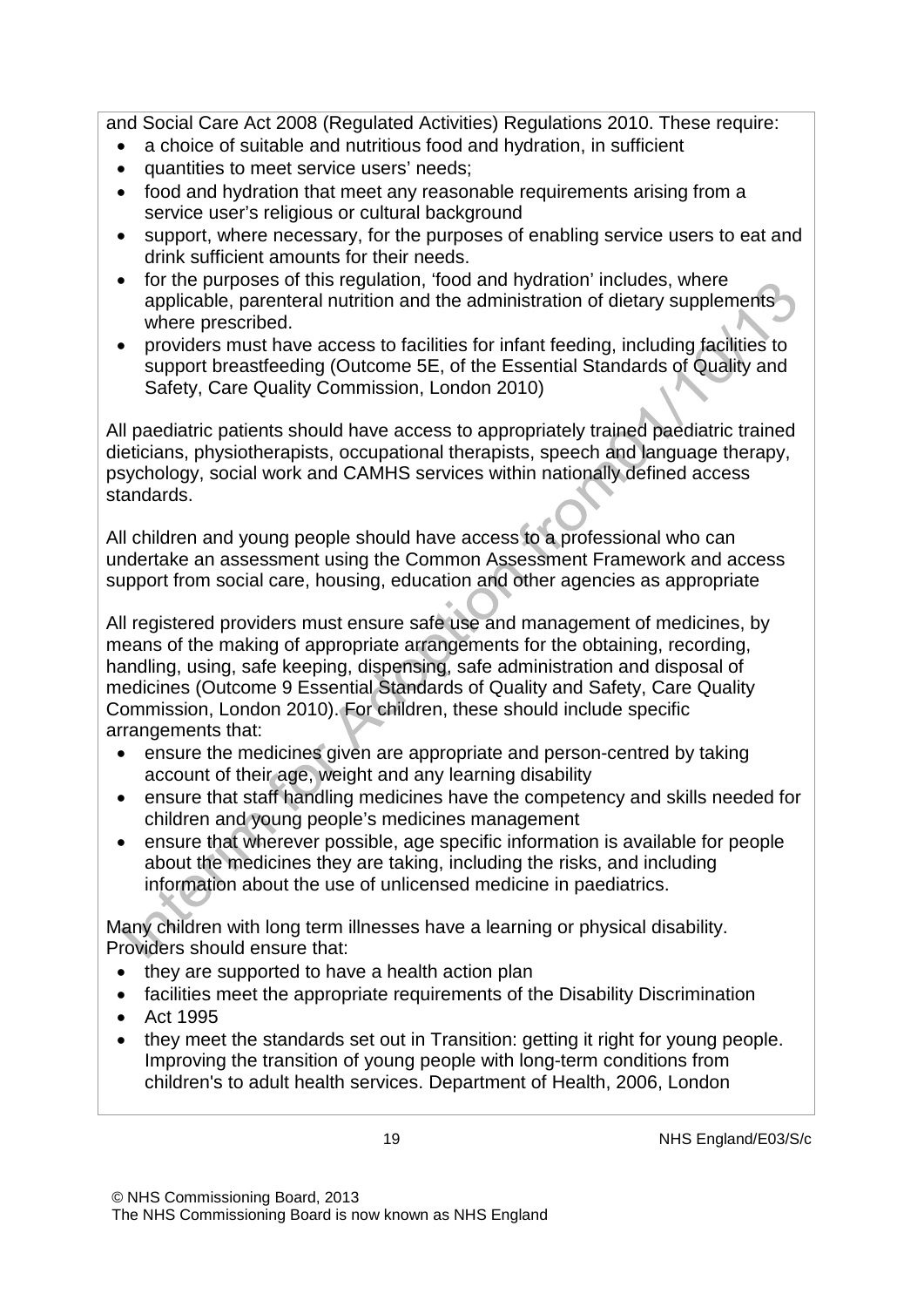and Social Care Act 2008 (Regulated Activities) Regulations 2010. These require:

- a choice of suitable and nutritious food and hydration, in sufficient
- quantities to meet service users' needs;
- food and hydration that meet any reasonable requirements arising from a service user's religious or cultural background
- support, where necessary, for the purposes of enabling service users to eat and drink sufficient amounts for their needs.
- for the purposes of this regulation, 'food and hydration' includes, where applicable, parenteral nutrition and the administration of dietary supplements where prescribed.
- providers must have access to facilities for infant feeding, including facilities to support breastfeeding (Outcome 5E, of the Essential Standards of Quality and Safety, Care Quality Commission, London 2010)

All paediatric patients should have access to appropriately trained paediatric trained dieticians, physiotherapists, occupational therapists, speech and language therapy, psychology, social work and CAMHS services within nationally defined access standards.

All children and young people should have access to a professional who can undertake an assessment using the Common Assessment Framework and access support from social care, housing, education and other agencies as appropriate

All registered providers must ensure safe use and management of medicines, by means of the making of appropriate arrangements for the obtaining, recording, handling, using, safe keeping, dispensing, safe administration and disposal of medicines (Outcome 9 Essential Standards of Quality and Safety, Care Quality Commission, London 2010). For children, these should include specific arrangements that:

- ensure the medicines given are appropriate and person-centred by taking account of their age, weight and any learning disability
- ensure that staff handling medicines have the competency and skills needed for children and young people's medicines management
- ensure that wherever possible, age specific information is available for people about the medicines they are taking, including the risks, and including information about the use of unlicensed medicine in paediatrics.

Many children with long term illnesses have a learning or physical disability. Providers should ensure that:

- they are supported to have a health action plan
- facilities meet the appropriate requirements of the Disability Discrimination
- Act 1995
- they meet the standards set out in Transition: getting it right for young people. Improving the transition of young people with long-term conditions from children's to adult health services. Department of Health, 2006, London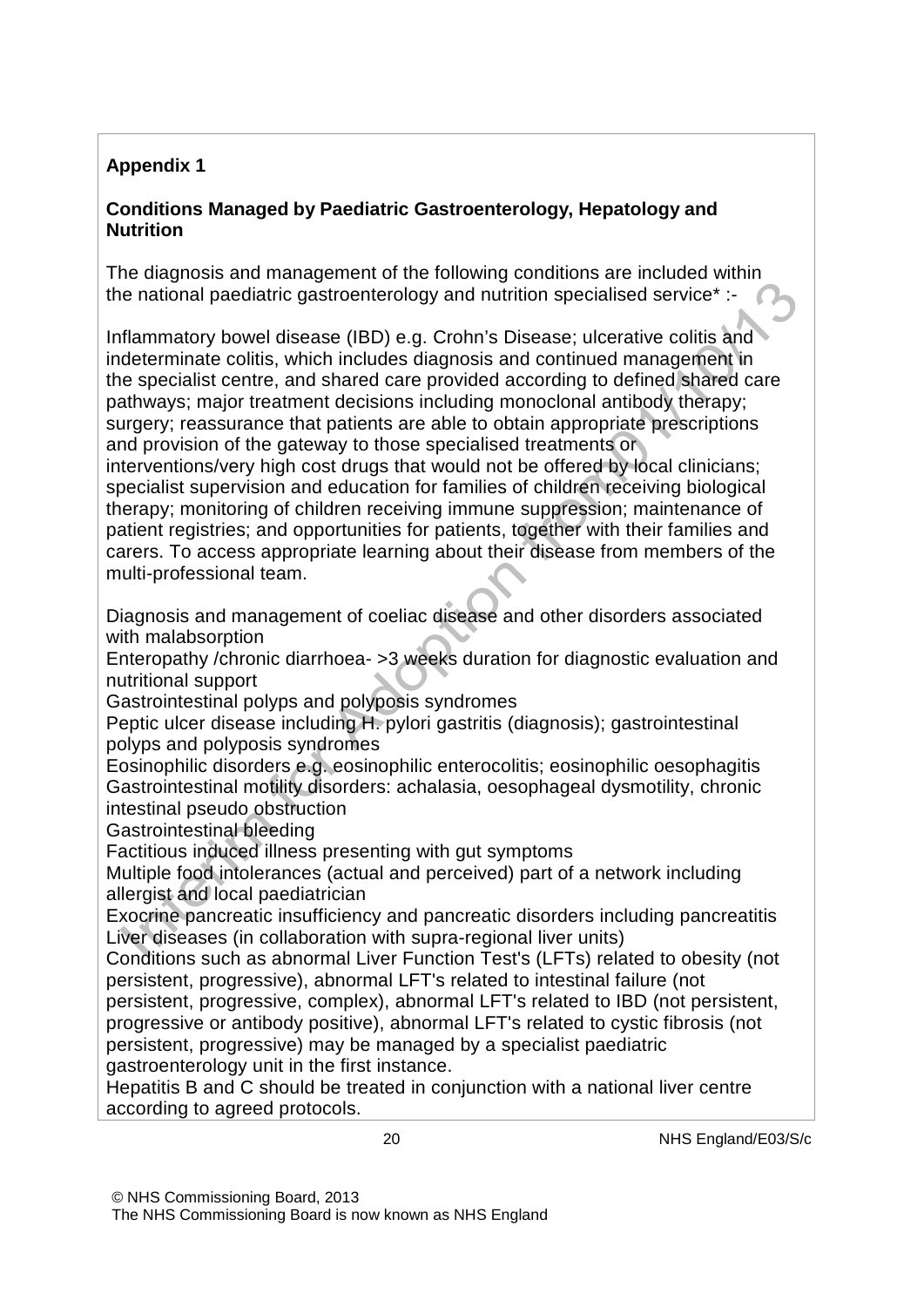**Appendix 1**

**Conditions Managed by Paediatric Gastroenterology, Hepatology and Nutrition**

The diagnosis and management of the following conditions are included within the national paediatric gastroenterology and nutrition specialised service* :-

Inflammatory bowel disease (IBD) e.g. Crohn's Disease; ulcerative colitis and indeterminate colitis, which includes diagnosis and continued management in the specialist centre, and shared care provided according to defined shared care pathways; major treatment decisions including monoclonal antibody therapy; surgery; reassurance that patients are able to obtain appropriate prescriptions and provision of the gateway to those specialised treatments or interventions/very high cost drugs that would not be offered by local clinicians; specialist supervision and education for families of children receiving biological therapy; monitoring of children receiving immune suppression; maintenance of patient registries; and opportunities for patients, together with their families and carers. To access appropriate learning about their disease from members of the multi-professional team.

Diagnosis and management of coeliac disease and other disorders associated with malabsorption
Enteropathy /chronic diarrhoea- >3 weeks duration for diagnostic evaluation and nutritional support
Gastrointestinal polyps and polyposis syndromes
Peptic ulcer disease including H. pylori gastritis (diagnosis); gastrointestinal polyps and polyposis syndromes
Eosinophilic disorders e.g. eosinophilic enterocolitis; eosinophilic oesophagitis
Gastrointestinal motility disorders: achalasia, oesophageal dysmotility, chronic intestinal pseudo obstruction
Gastrointestinal bleeding
Factitious induced illness presenting with gut symptoms
Multiple food intolerances (actual and perceived) part of a network including allergist and local paediatrician
Exocrine pancreatic insufficiency and pancreatic disorders including pancreatitis
Liver diseases (in collaboration with supra-regional liver units)
Conditions such as abnormal Liver Function Test's (LFTs) related to obesity (not persistent, progressive), abnormal LFT's related to intestinal failure (not persistent, progressive, complex), abnormal LFT's related to IBD (not persistent, progressive or antibody positive), abnormal LFT's related to cystic fibrosis (not persistent, progressive) may be managed by a specialist paediatric gastroenterology unit in the first instance.
Hepatitis B and C should be treated in conjunction with a national liver centre according to agreed protocols.

© NHS Commissioning Board, 2013
The NHS Commissioning Board is now known as NHS England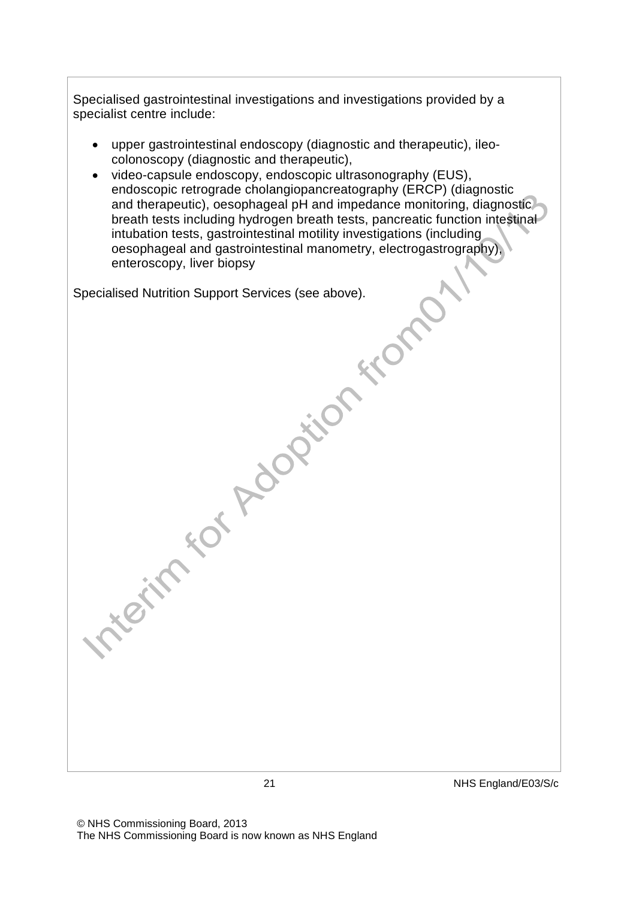Specialised gastrointestinal investigations and investigations provided by a specialist centre include:

- upper gastrointestinal endoscopy (diagnostic and therapeutic), ileo-colonoscopy (diagnostic and therapeutic),
- video-capsule endoscopy, endoscopic ultrasonography (EUS), endoscopic retrograde cholangiopancreatography (ERCP) (diagnostic and therapeutic), oesophageal pH and impedance monitoring, diagnostic breath tests including hydrogen breath tests, pancreatic function intestinal intubation tests, gastrointestinal motility investigations (including oesophageal and gastrointestinal manometry, electrogastrography), enteroscopy, liver biopsy

Specialised Nutrition Support Services (see above).

© NHS Commissioning Board, 2013
The NHS Commissioning Board is now known as NHS England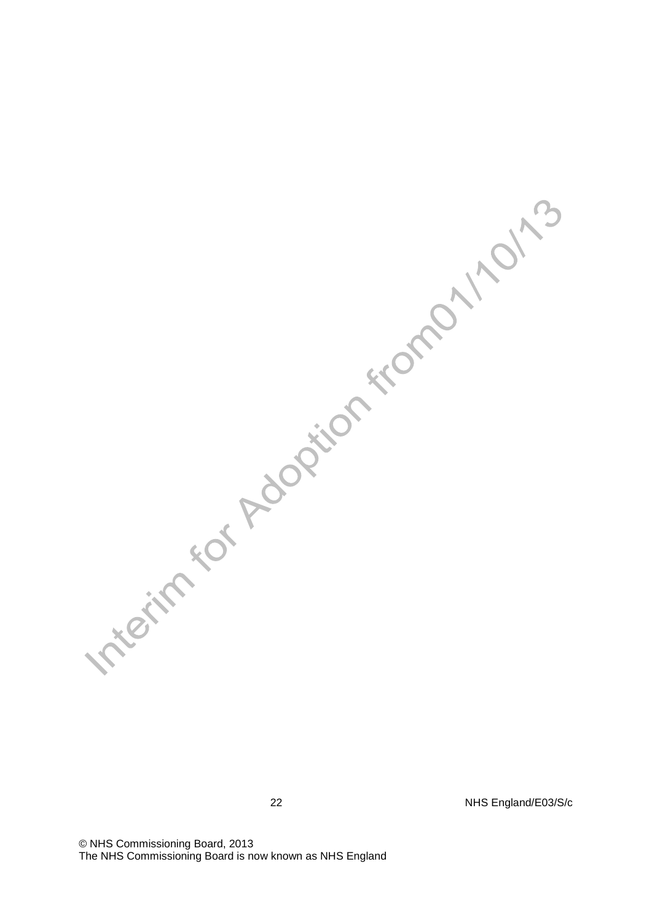© NHS Commissioning Board, 2013
The NHS Commissioning Board is now known as NHS England